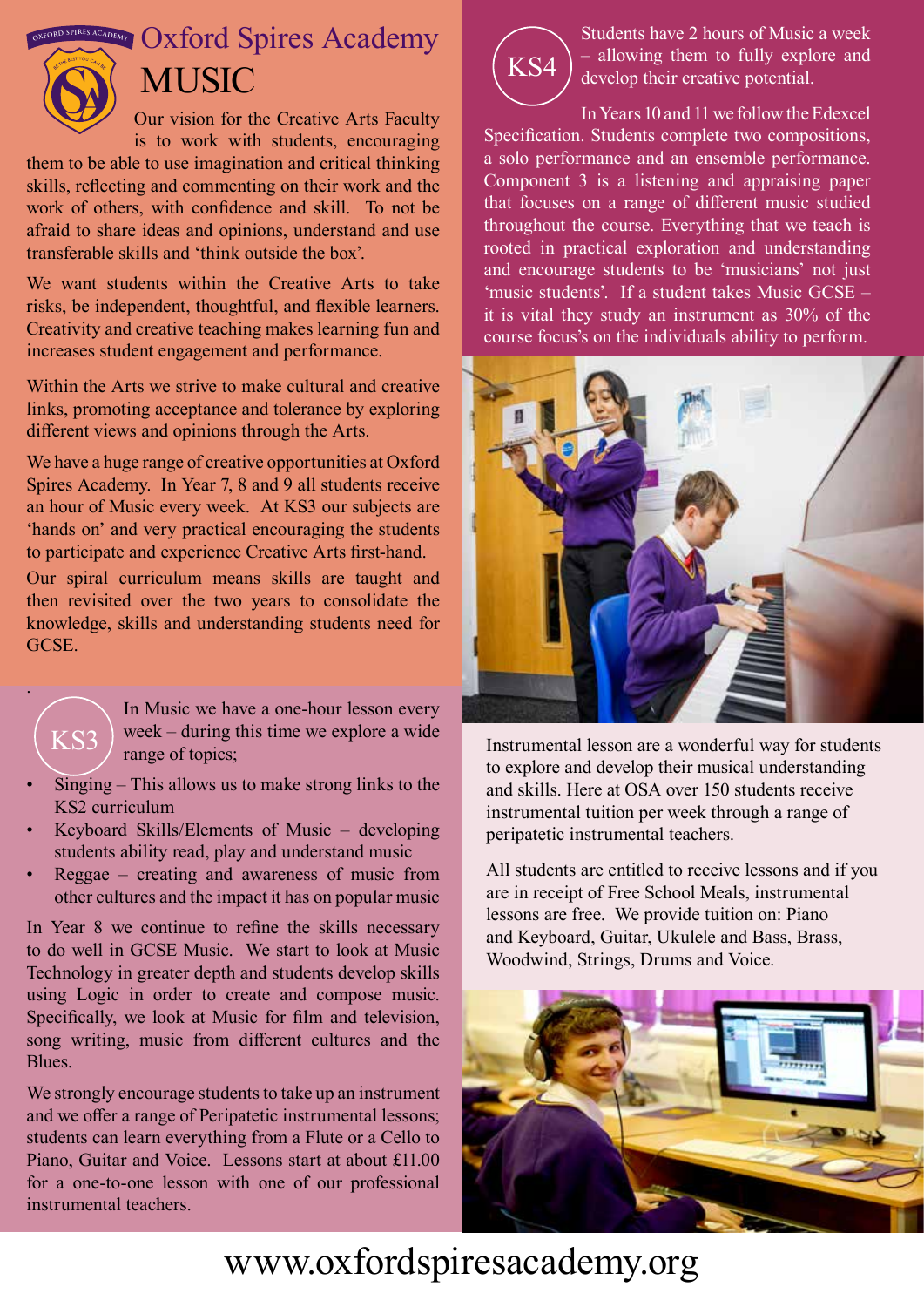# Oxford Spires Academy

# MUSIC

Our vision for the Creative Arts Faculty is to work with students, encouraging them to be able to use imagination and critical thinking skills, reflecting and commenting on their work and the work of others, with confidence and skill. To not be afraid to share ideas and opinions, understand and use transferable skills and 'think outside the box'.

We want students within the Creative Arts to take risks, be independent, thoughtful, and flexible learners. Creativity and creative teaching makes learning fun and increases student engagement and performance.

Within the Arts we strive to make cultural and creative links, promoting acceptance and tolerance by exploring different views and opinions through the Arts.

We have a huge range of creative opportunities at Oxford Spires Academy. In Year 7, 8 and 9 all students receive an hour of Music every week. At KS3 our subjects are 'hands on' and very practical encouraging the students to participate and experience Creative Arts first-hand.

Our spiral curriculum means skills are taught and then revisited over the two years to consolidate the knowledge, skills and understanding students need for GCSE.

## KS3

In Music we have a one-hour lesson every week – during this time we explore a wide range of topics;

- Singing – This allows us to make strong links to the KS2 curriculum
- Keyboard Skills/Elements of Music – developing students ability read, play and understand music
- Reggae – creating and awareness of music from other cultures and the impact it has on popular music

In Year 8 we continue to refine the skills necessary to do well in GCSE Music. We start to look at Music Technology in greater depth and students develop skills using Logic in order to create and compose music. Specifically, we look at Music for film and television, song writing, music from different cultures and the Blues.

We strongly encourage students to take up an instrument and we offer a range of Peripatetic instrumental lessons; students can learn everything from a Flute or a Cello to Piano, Guitar and Voice. Lessons start at about £11.00 for a one-to-one lesson with one of our professional instrumental teachers.

## KS4

Students have 2 hours of Music a week – allowing them to fully explore and develop their creative potential.

In Years 10 and 11 we follow the Edexcel Specification. Students complete two compositions, a solo performance and an ensemble performance. Component 3 is a listening and appraising paper that focuses on a range of different music studied throughout the course. Everything that we teach is rooted in practical exploration and understanding and encourage students to be 'musicians' not just 'music students'. If a student takes Music GCSE – it is vital they study an instrument as 30% of the course focus's on the individuals ability to perform.

Instrumental lesson are a wonderful way for students to explore and develop their musical understanding and skills. Here at OSA over 150 students receive instrumental tuition per week through a range of peripatetic instrumental teachers.

All students are entitled to receive lessons and if you are in receipt of Free School Meals, instrumental lessons are free. We provide tuition on: Piano and Keyboard, Guitar, Ukulele and Bass, Brass, Woodwind, Strings, Drums and Voice.

www.oxfordspiresacademy.org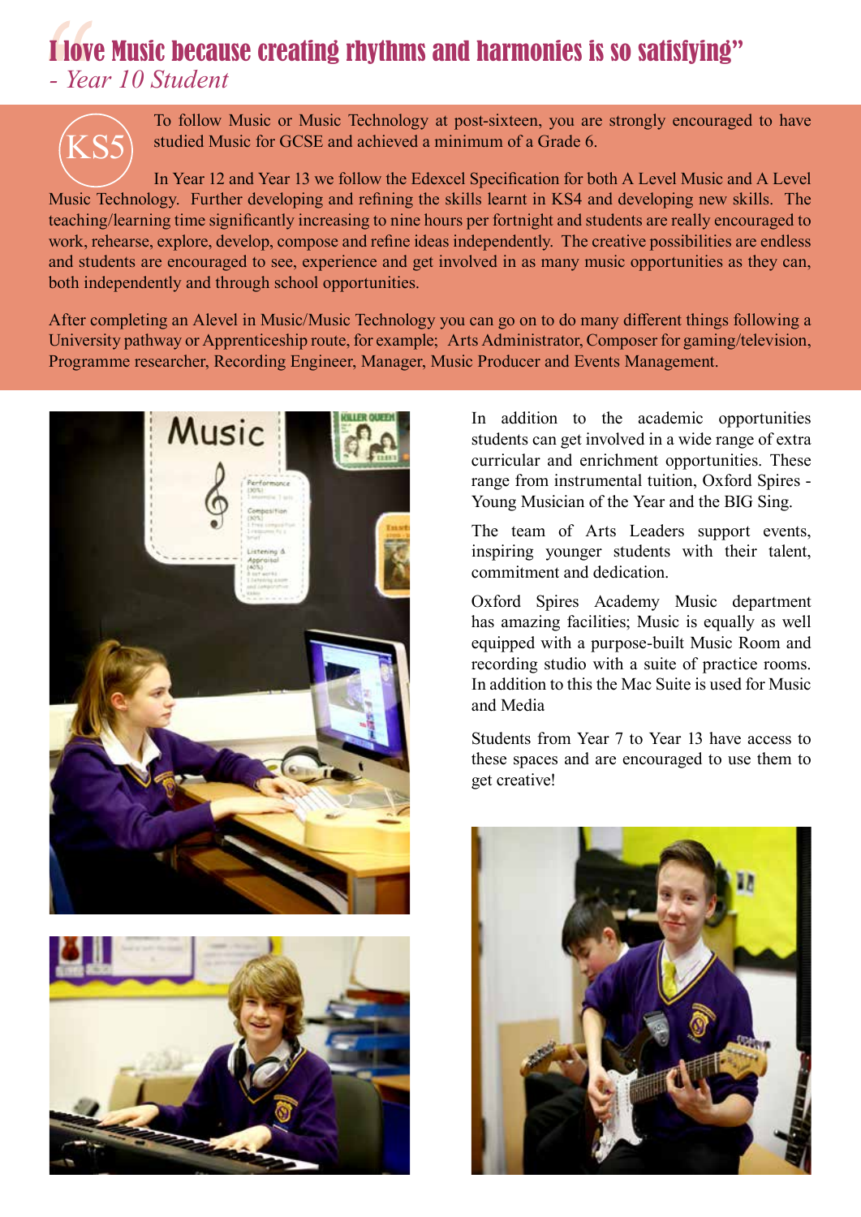# "I love Music because creating rhythms and harmonies is so satisfying"

*- Year 10 Student*

## KS5

To follow Music or Music Technology at post-sixteen, you are strongly encouraged to have studied Music for GCSE and achieved a minimum of a Grade 6.

In Year 12 and Year 13 we follow the Edexcel Specification for both A Level Music and A Level Music Technology. Further developing and refining the skills learnt in KS4 and developing new skills. The teaching/learning time significantly increasing to nine hours per fortnight and students are really encouraged to work, rehearse, explore, develop, compose and refine ideas independently. The creative possibilities are endless and students are encouraged to see, experience and get involved in as many music opportunities as they can, both independently and through school opportunities.

After completing an Alevel in Music/Music Technology you can go on to do many different things following a University pathway or Apprenticeship route, for example; Arts Administrator, Composer for gaming/television, Programme researcher, Recording Engineer, Manager, Music Producer and Events Management.

In addition to the academic opportunities students can get involved in a wide range of extra curricular and enrichment opportunities. These range from instrumental tuition, Oxford Spires - Young Musician of the Year and the BIG Sing.

The team of Arts Leaders support events, inspiring younger students with their talent, commitment and dedication.

Oxford Spires Academy Music department has amazing facilities; Music is equally as well equipped with a purpose-built Music Room and recording studio with a suite of practice rooms. In addition to this the Mac Suite is used for Music and Media

Students from Year 7 to Year 13 have access to these spaces and are encouraged to use them to get creative!